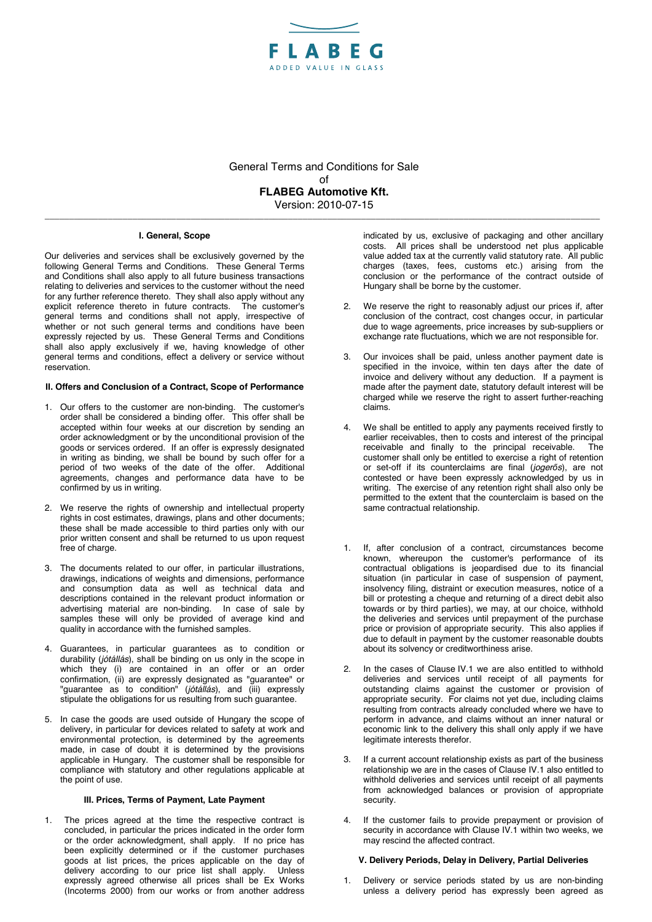FLABEG

ADDED VALUE IN GLASS

General Terms and Conditions for Sale
of
**FLABEG Automotive Kft.**
Version: 2010-07-15

---

#### I. General, Scope

Our deliveries and services shall be exclusively governed by the following General Terms and Conditions. These General Terms and Conditions shall also apply to all future business transactions relating to deliveries and services to the customer without the need for any further reference thereto. They shall also apply without any explicit reference thereto in future contracts. The customer's general terms and conditions shall not apply, irrespective of whether or not such general terms and conditions have been expressly rejected by us. These General Terms and Conditions shall also apply exclusively if we, having knowledge of other general terms and conditions, effect a delivery or service without reservation.

#### II. Offers and Conclusion of a Contract, Scope of Performance

1. Our offers to the customer are non-binding. The customer's order shall be considered a binding offer. This offer shall be accepted within four weeks at our discretion by sending an order acknowledgment or by the unconditional provision of the goods or services ordered. If an offer is expressly designated in writing as binding, we shall be bound by such offer for a period of two weeks of the date of the offer. Additional agreements, changes and performance data have to be confirmed by us in writing.

2. We reserve the rights of ownership and intellectual property rights in cost estimates, drawings, plans and other documents; these shall be made accessible to third parties only with our prior written consent and shall be returned to us upon request free of charge.

3. The documents related to our offer, in particular illustrations, drawings, indications of weights and dimensions, performance and consumption data as well as technical data and descriptions contained in the relevant product information or advertising material are non-binding. In case of sale by samples these will only be provided of average kind and quality in accordance with the furnished samples.

4. Guarantees, in particular guarantees as to condition or durability (*jótállás*), shall be binding on us only in the scope in which they (i) are contained in an offer or an order confirmation, (ii) are expressly designated as "guarantee" or "guarantee as to condition" (*jótállás*), and (iii) expressly stipulate the obligations for us resulting from such guarantee.

5. In case the goods are used outside of Hungary the scope of delivery, in particular for devices related to safety at work and environmental protection, is determined by the agreements made, in case of doubt it is determined by the provisions applicable in Hungary. The customer shall be responsible for compliance with statutory and other regulations applicable at the point of use.

#### III. Prices, Terms of Payment, Late Payment

1. The prices agreed at the time the respective contract is concluded, in particular the prices indicated in the order form or the order acknowledgment, shall apply. If no price has been explicitly determined or if the customer purchases goods at list prices, the prices applicable on the day of delivery according to our price list shall apply. Unless expressly agreed otherwise all prices shall be Ex Works (Incoterms 2000) from our works or from another address indicated by us, exclusive of packaging and other ancillary costs. All prices shall be understood net plus applicable value added tax at the currently valid statutory rate. All public charges (taxes, fees, customs etc.) arising from the conclusion or the performance of the contract outside of Hungary shall be borne by the customer.

2. We reserve the right to reasonably adjust our prices if, after conclusion of the contract, cost changes occur, in particular due to wage agreements, price increases by sub-suppliers or exchange rate fluctuations, which we are not responsible for.

3. Our invoices shall be paid, unless another payment date is specified in the invoice, within ten days after the date of invoice and delivery without any deduction. If a payment is made after the payment date, statutory default interest will be charged while we reserve the right to assert further-reaching claims.

4. We shall be entitled to apply any payments received firstly to earlier receivables, then to costs and interest of the principal receivable and finally to the principal receivable. The customer shall only be entitled to exercise a right of retention or set-off if its counterclaims are final (*jogerős*), are not contested or have been expressly acknowledged by us in writing. The exercise of any retention right shall also only be permitted to the extent that the counterclaim is based on the same contractual relationship.

1. If, after conclusion of a contract, circumstances become known, whereupon the customer's performance of its contractual obligations is jeopardised due to its financial situation (in particular in case of suspension of payment, insolvency filing, distraint or execution measures, notice of a bill or protesting a cheque and returning of a direct debit also towards or by third parties), we may, at our choice, withhold the deliveries and services until prepayment of the purchase price or provision of appropriate security. This also applies if due to default in payment by the customer reasonable doubts about its solvency or creditworthiness arise.

2. In the cases of Clause IV.1 we are also entitled to withhold deliveries and services until receipt of all payments for outstanding claims against the customer or provision of appropriate security. For claims not yet due, including claims resulting from contracts already concluded where we have to perform in advance, and claims without an inner natural or economic link to the delivery this shall only apply if we have legitimate interests therefor.

3. If a current account relationship exists as part of the business relationship we are in the cases of Clause IV.1 also entitled to withhold deliveries and services until receipt of all payments from acknowledged balances or provision of appropriate security.

4. If the customer fails to provide prepayment or provision of security in accordance with Clause IV.1 within two weeks, we may rescind the affected contract.

#### V. Delivery Periods, Delay in Delivery, Partial Deliveries

1. Delivery or service periods stated by us are non-binding unless a delivery period has expressly been agreed as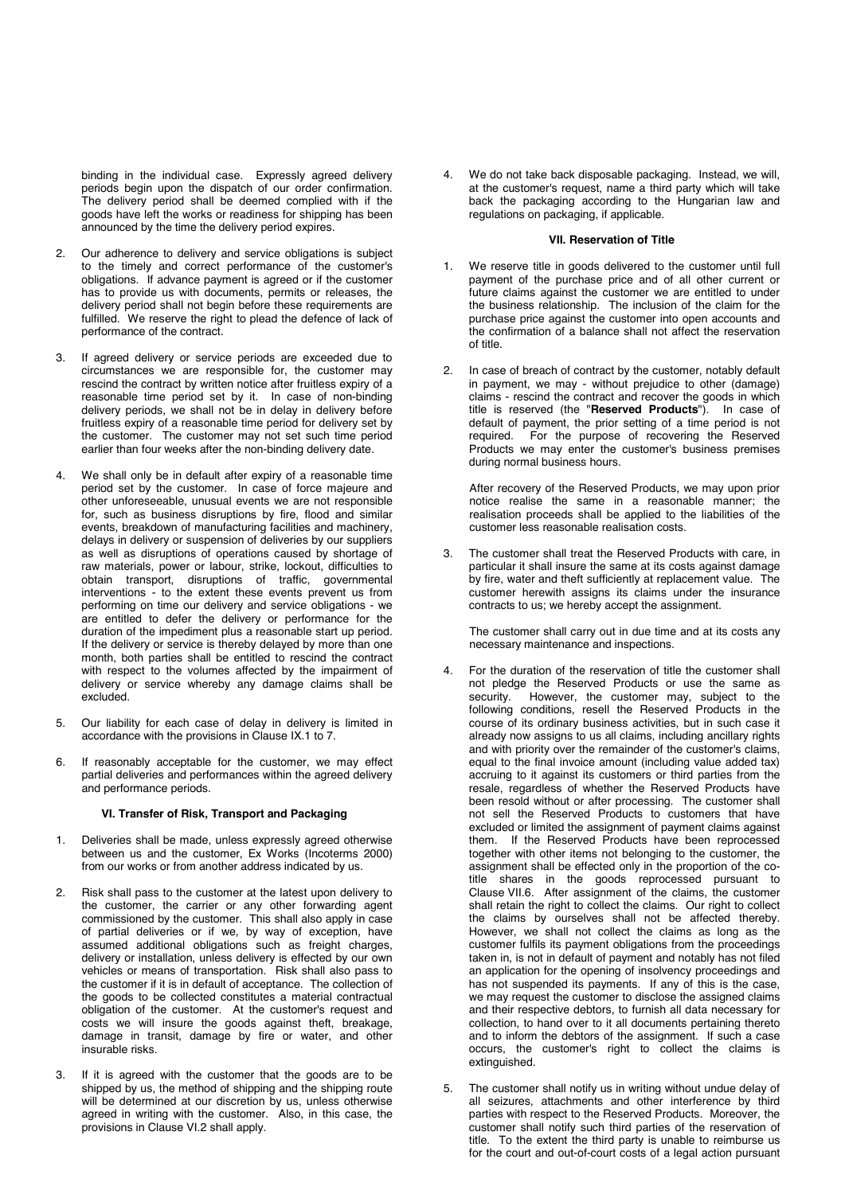binding in the individual case. Expressly agreed delivery periods begin upon the dispatch of our order confirmation. The delivery period shall be deemed complied with if the goods have left the works or readiness for shipping has been announced by the time the delivery period expires.

2. Our adherence to delivery and service obligations is subject to the timely and correct performance of the customer's obligations. If advance payment is agreed or if the customer has to provide us with documents, permits or releases, the delivery period shall not begin before these requirements are fulfilled. We reserve the right to plead the defence of lack of performance of the contract.

3. If agreed delivery or service periods are exceeded due to circumstances we are responsible for, the customer may rescind the contract by written notice after fruitless expiry of a reasonable time period set by it. In case of non-binding delivery periods, we shall not be in delay in delivery before fruitless expiry of a reasonable time period for delivery set by the customer. The customer may not set such time period earlier than four weeks after the non-binding delivery date.

4. We shall only be in default after expiry of a reasonable time period set by the customer. In case of force majeure and other unforeseeable, unusual events we are not responsible for, such as business disruptions by fire, flood and similar events, breakdown of manufacturing facilities and machinery, delays in delivery or suspension of deliveries by our suppliers as well as disruptions of operations caused by shortage of raw materials, power or labour, strike, lockout, difficulties to obtain transport, disruptions of traffic, governmental interventions - to the extent these events prevent us from performing on time our delivery and service obligations - we are entitled to defer the delivery or performance for the duration of the impediment plus a reasonable start up period. If the delivery or service is thereby delayed by more than one month, both parties shall be entitled to rescind the contract with respect to the volumes affected by the impairment of delivery or service whereby any damage claims shall be excluded.

5. Our liability for each case of delay in delivery is limited in accordance with the provisions in Clause IX.1 to 7.

6. If reasonably acceptable for the customer, we may effect partial deliveries and performances within the agreed delivery and performance periods.

### VI. Transfer of Risk, Transport and Packaging

1. Deliveries shall be made, unless expressly agreed otherwise between us and the customer, Ex Works (Incoterms 2000) from our works or from another address indicated by us.

2. Risk shall pass to the customer at the latest upon delivery to the customer, the carrier or any other forwarding agent commissioned by the customer. This shall also apply in case of partial deliveries or if we, by way of exception, have assumed additional obligations such as freight charges, delivery or installation, unless delivery is effected by our own vehicles or means of transportation. Risk shall also pass to the customer if it is in default of acceptance. The collection of the goods to be collected constitutes a material contractual obligation of the customer. At the customer's request and costs we will insure the goods against theft, breakage, damage in transit, damage by fire or water, and other insurable risks.

3. If it is agreed with the customer that the goods are to be shipped by us, the method of shipping and the shipping route will be determined at our discretion by us, unless otherwise agreed in writing with the customer. Also, in this case, the provisions in Clause VI.2 shall apply.

4. We do not take back disposable packaging. Instead, we will, at the customer's request, name a third party which will take back the packaging according to the Hungarian law and regulations on packaging, if applicable.

### VII. Reservation of Title

1. We reserve title in goods delivered to the customer until full payment of the purchase price and of all other current or future claims against the customer we are entitled to under the business relationship. The inclusion of the claim for the purchase price against the customer into open accounts and the confirmation of a balance shall not affect the reservation of title.

2. In case of breach of contract by the customer, notably default in payment, we may - without prejudice to other (damage) claims - rescind the contract and recover the goods in which title is reserved (the "**Reserved Products**"). In case of default of payment, the prior setting of a time period is not required. For the purpose of recovering the Reserved Products we may enter the customer's business premises during normal business hours.

   After recovery of the Reserved Products, we may upon prior notice realise the same in a reasonable manner; the realisation proceeds shall be applied to the liabilities of the customer less reasonable realisation costs.

3. The customer shall treat the Reserved Products with care, in particular it shall insure the same at its costs against damage by fire, water and theft sufficiently at replacement value. The customer herewith assigns its claims under the insurance contracts to us; we hereby accept the assignment.

   The customer shall carry out in due time and at its costs any necessary maintenance and inspections.

4. For the duration of the reservation of title the customer shall not pledge the Reserved Products or use the same as security. However, the customer may, subject to the following conditions, resell the Reserved Products in the course of its ordinary business activities, but in such case it already now assigns to us all claims, including ancillary rights and with priority over the remainder of the customer's claims, equal to the final invoice amount (including value added tax) accruing to it against its customers or third parties from the resale, regardless of whether the Reserved Products have been resold without or after processing. The customer shall not sell the Reserved Products to customers that have excluded or limited the assignment of payment claims against them. If the Reserved Products have been reprocessed together with other items not belonging to the customer, the assignment shall be effected only in the proportion of the co-title shares in the goods reprocessed pursuant to Clause VII.6. After assignment of the claims, the customer shall retain the right to collect the claims. Our right to collect the claims by ourselves shall not be affected thereby. However, we shall not collect the claims as long as the customer fulfils its payment obligations from the proceedings taken in, is not in default of payment and notably has not filed an application for the opening of insolvency proceedings and has not suspended its payments. If any of this is the case, we may request the customer to disclose the assigned claims and their respective debtors, to furnish all data necessary for collection, to hand over to it all documents pertaining thereto and to inform the debtors of the assignment. If such a case occurs, the customer's right to collect the claims is extinguished.

5. The customer shall notify us in writing without undue delay of all seizures, attachments and other interference by third parties with respect to the Reserved Products. Moreover, the customer shall notify such third parties of the reservation of title. To the extent the third party is unable to reimburse us for the court and out-of-court costs of a legal action pursuant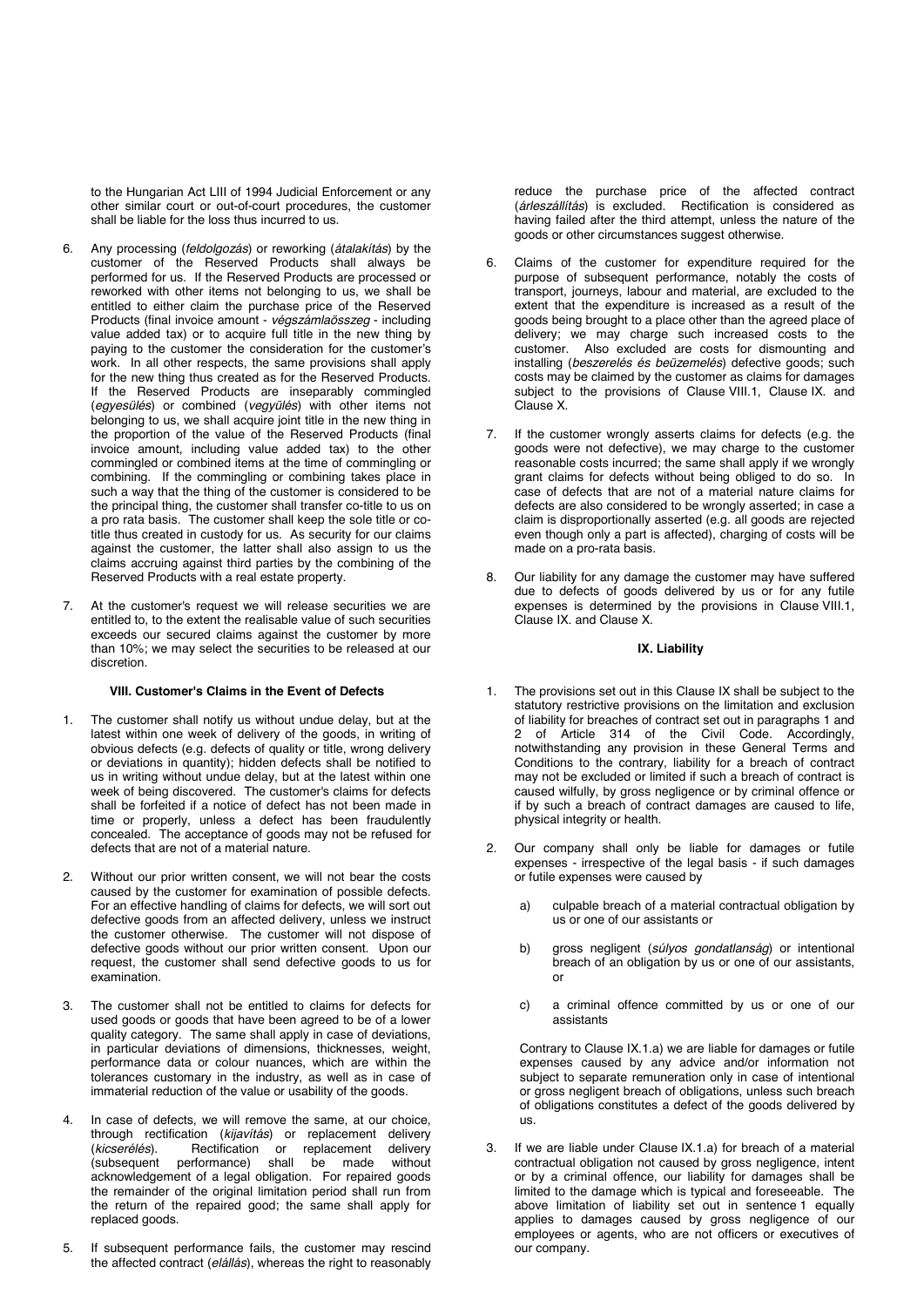to the Hungarian Act LIII of 1994 Judicial Enforcement or any other similar court or out-of-court procedures, the customer shall be liable for the loss thus incurred to us.

6. Any processing (*feldolgozás*) or reworking (*átalakítás*) by the customer of the Reserved Products shall always be performed for us. If the Reserved Products are processed or reworked with other items not belonging to us, we shall be entitled to either claim the purchase price of the Reserved Products (final invoice amount - *végszámlaösszeg* - including value added tax) or to acquire full title in the new thing by paying to the customer the consideration for the customer's work. In all other respects, the same provisions shall apply for the new thing thus created as for the Reserved Products. If the Reserved Products are inseparably commingled (*egyesülés*) or combined (*vegyülés*) with other items not belonging to us, we shall acquire joint title in the new thing in the proportion of the value of the Reserved Products (final invoice amount, including value added tax) to the other commingled or combined items at the time of commingling or combining. If the commingling or combining takes place in such a way that the thing of the customer is considered to be the principal thing, the customer shall transfer co-title to us on a pro rata basis. The customer shall keep the sole title or co-title thus created in custody for us. As security for our claims against the customer, the latter shall also assign to us the claims accruing against third parties by the combining of the Reserved Products with a real estate property.

7. At the customer's request we will release securities we are entitled to, to the extent the realisable value of such securities exceeds our secured claims against the customer by more than 10%; we may select the securities to be released at our discretion.

### VIII. Customer's Claims in the Event of Defects

1. The customer shall notify us without undue delay, but at the latest within one week of delivery of the goods, in writing of obvious defects (e.g. defects of quality or title, wrong delivery or deviations in quantity); hidden defects shall be notified to us in writing without undue delay, but at the latest within one week of being discovered. The customer's claims for defects shall be forfeited if a notice of defect has not been made in time or properly, unless a defect has been fraudulently concealed. The acceptance of goods may not be refused for defects that are not of a material nature.

2. Without our prior written consent, we will not bear the costs caused by the customer for examination of possible defects. For an effective handling of claims for defects, we will sort out defective goods from an affected delivery, unless we instruct the customer otherwise. The customer will not dispose of defective goods without our prior written consent. Upon our request, the customer shall send defective goods to us for examination.

3. The customer shall not be entitled to claims for defects for used goods or goods that have been agreed to be of a lower quality category. The same shall apply in case of deviations, in particular deviations of dimensions, thicknesses, weight, performance data or colour nuances, which are within the tolerances customary in the industry, as well as in case of immaterial reduction of the value or usability of the goods.

4. In case of defects, we will remove the same, at our choice, through rectification (*kijavítás*) or replacement delivery (*kicserélés*). Rectification or replacement delivery (subsequent performance) shall be made without acknowledgement of a legal obligation. For repaired goods the remainder of the original limitation period shall run from the return of the repaired good; the same shall apply for replaced goods.

5. If subsequent performance fails, the customer may rescind the affected contract (*elállás*), whereas the right to reasonably reduce the purchase price of the affected contract (*árleszállítás*) is excluded. Rectification is considered as having failed after the third attempt, unless the nature of the goods or other circumstances suggest otherwise.

6. Claims of the customer for expenditure required for the purpose of subsequent performance, notably the costs of transport, journeys, labour and material, are excluded to the extent that the expenditure is increased as a result of the goods being brought to a place other than the agreed place of delivery; we may charge such increased costs to the customer. Also excluded are costs for dismounting and installing (*beszerelés és beüzemelés*) defective goods; such costs may be claimed by the customer as claims for damages subject to the provisions of Clause VIII.1, Clause IX. and Clause X.

7. If the customer wrongly asserts claims for defects (e.g. the goods were not defective), we may charge to the customer reasonable costs incurred; the same shall apply if we wrongly grant claims for defects without being obliged to do so. In case of defects that are not of a material nature claims for defects are also considered to be wrongly asserted; in case a claim is disproportionally asserted (e.g. all goods are rejected even though only a part is affected), charging of costs will be made on a pro-rata basis.

8. Our liability for any damage the customer may have suffered due to defects of goods delivered by us or for any futile expenses is determined by the provisions in Clause VIII.1, Clause IX. and Clause X.

### IX. Liability

1. The provisions set out in this Clause IX shall be subject to the statutory restrictive provisions on the limitation and exclusion of liability for breaches of contract set out in paragraphs 1 and 2 of Article 314 of the Civil Code. Accordingly, notwithstanding any provision in these General Terms and Conditions to the contrary, liability for a breach of contract may not be excluded or limited if such a breach of contract is caused wilfully, by gross negligence or by criminal offence or if by such a breach of contract damages are caused to life, physical integrity or health.

2. Our company shall only be liable for damages or futile expenses - irrespective of the legal basis - if such damages or futile expenses were caused by

   a) culpable breach of a material contractual obligation by us or one of our assistants or

   b) gross negligent (*súlyos gondatlanság*) or intentional breach of an obligation by us or one of our assistants, or

   c) a criminal offence committed by us or one of our assistants

   Contrary to Clause IX.1.a) we are liable for damages or futile expenses caused by any advice and/or information not subject to separate remuneration only in case of intentional or gross negligent breach of obligations, unless such breach of obligations constitutes a defect of the goods delivered by us.

3. If we are liable under Clause IX.1.a) for breach of a material contractual obligation not caused by gross negligence, intent or by a criminal offence, our liability for damages shall be limited to the damage which is typical and foreseeable. The above limitation of liability set out in sentence 1 equally applies to damages caused by gross negligence of our employees or agents, who are not officers or executives of our company.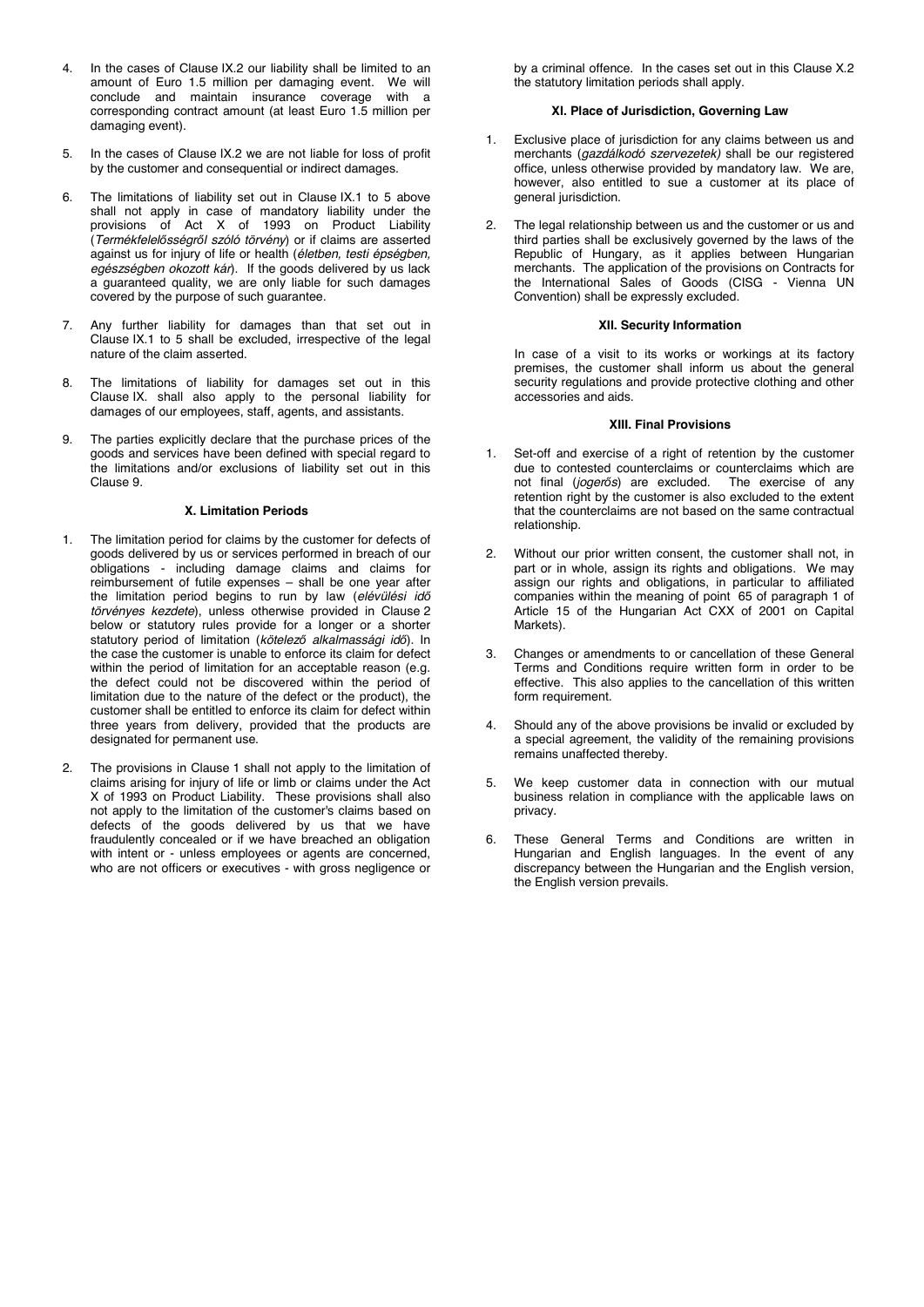4. In the cases of Clause IX.2 our liability shall be limited to an amount of Euro 1.5 million per damaging event. We will conclude and maintain insurance coverage with a corresponding contract amount (at least Euro 1.5 million per damaging event).

5. In the cases of Clause IX.2 we are not liable for loss of profit by the customer and consequential or indirect damages.

6. The limitations of liability set out in Clause IX.1 to 5 above shall not apply in case of mandatory liability under the provisions of Act X of 1993 on Product Liability (*Termékfelelősségről szóló törvény*) or if claims are asserted against us for injury of life or health (*életben, testi épségben, egészségben okozott kár*). If the goods delivered by us lack a guaranteed quality, we are only liable for such damages covered by the purpose of such guarantee.

7. Any further liability for damages than that set out in Clause IX.1 to 5 shall be excluded, irrespective of the legal nature of the claim asserted.

8. The limitations of liability for damages set out in this Clause IX. shall also apply to the personal liability for damages of our employees, staff, agents, and assistants.

9. The parties explicitly declare that the purchase prices of the goods and services have been defined with special regard to the limitations and/or exclusions of liability set out in this Clause 9.

**X. Limitation Periods**

1. The limitation period for claims by the customer for defects of goods delivered by us or services performed in breach of our obligations - including damage claims and claims for reimbursement of futile expenses – shall be one year after the limitation period begins to run by law (*elévülési idő törvényes kezdete*), unless otherwise provided in Clause 2 below or statutory rules provide for a longer or a shorter statutory period of limitation (*kötelező alkalmassági idő*). In the case the customer is unable to enforce its claim for defect within the period of limitation for an acceptable reason (e.g. the defect could not be discovered within the period of limitation due to the nature of the defect or the product), the customer shall be entitled to enforce its claim for defect within three years from delivery, provided that the products are designated for permanent use.

2. The provisions in Clause 1 shall not apply to the limitation of claims arising for injury of life or limb or claims under the Act X of 1993 on Product Liability. These provisions shall also not apply to the limitation of the customer's claims based on defects of the goods delivered by us that we have fraudulently concealed or if we have breached an obligation with intent or - unless employees or agents are concerned, who are not officers or executives - with gross negligence or by a criminal offence. In the cases set out in this Clause X.2 the statutory limitation periods shall apply.

**XI. Place of Jurisdiction, Governing Law**

1. Exclusive place of jurisdiction for any claims between us and merchants (*gazdálkodó szervezetek)* shall be our registered office, unless otherwise provided by mandatory law. We are, however, also entitled to sue a customer at its place of general jurisdiction.

2. The legal relationship between us and the customer or us and third parties shall be exclusively governed by the laws of the Republic of Hungary, as it applies between Hungarian merchants. The application of the provisions on Contracts for the International Sales of Goods (CISG - Vienna UN Convention) shall be expressly excluded.

**XII. Security Information**

In case of a visit to its works or workings at its factory premises, the customer shall inform us about the general security regulations and provide protective clothing and other accessories and aids.

**XIII. Final Provisions**

1. Set-off and exercise of a right of retention by the customer due to contested counterclaims or counterclaims which are not final (*jogerős*) are excluded. The exercise of any retention right by the customer is also excluded to the extent that the counterclaims are not based on the same contractual relationship.

2. Without our prior written consent, the customer shall not, in part or in whole, assign its rights and obligations. We may assign our rights and obligations, in particular to affiliated companies within the meaning of point 65 of paragraph 1 of Article 15 of the Hungarian Act CXX of 2001 on Capital Markets).

3. Changes or amendments to or cancellation of these General Terms and Conditions require written form in order to be effective. This also applies to the cancellation of this written form requirement.

4. Should any of the above provisions be invalid or excluded by a special agreement, the validity of the remaining provisions remains unaffected thereby.

5. We keep customer data in connection with our mutual business relation in compliance with the applicable laws on privacy.

6. These General Terms and Conditions are written in Hungarian and English languages. In the event of any discrepancy between the Hungarian and the English version, the English version prevails.